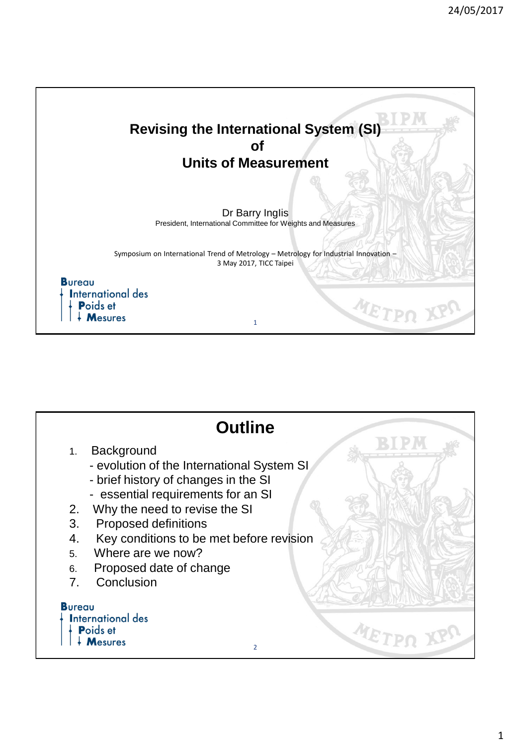# Revising the International System (SI) of Units of Measurement

Dr Barry Inglis

President, International Committee for Weights and Measures

Symposium on International Trend of Metrology – Metrology for Industrial Innovation – 3 May 2017, TICC Taipei

Bureau International des Poids et Mesures

## Outline

1. Background
   - evolution of the International System SI
   - brief history of changes in the SI
   - essential requirements for an SI
2. Why the need to revise the SI
3. Proposed definitions
4. Key conditions to be met before revision
5. Where are we now?
6. Proposed date of change
7. Conclusion

Bureau International des Poids et Mesures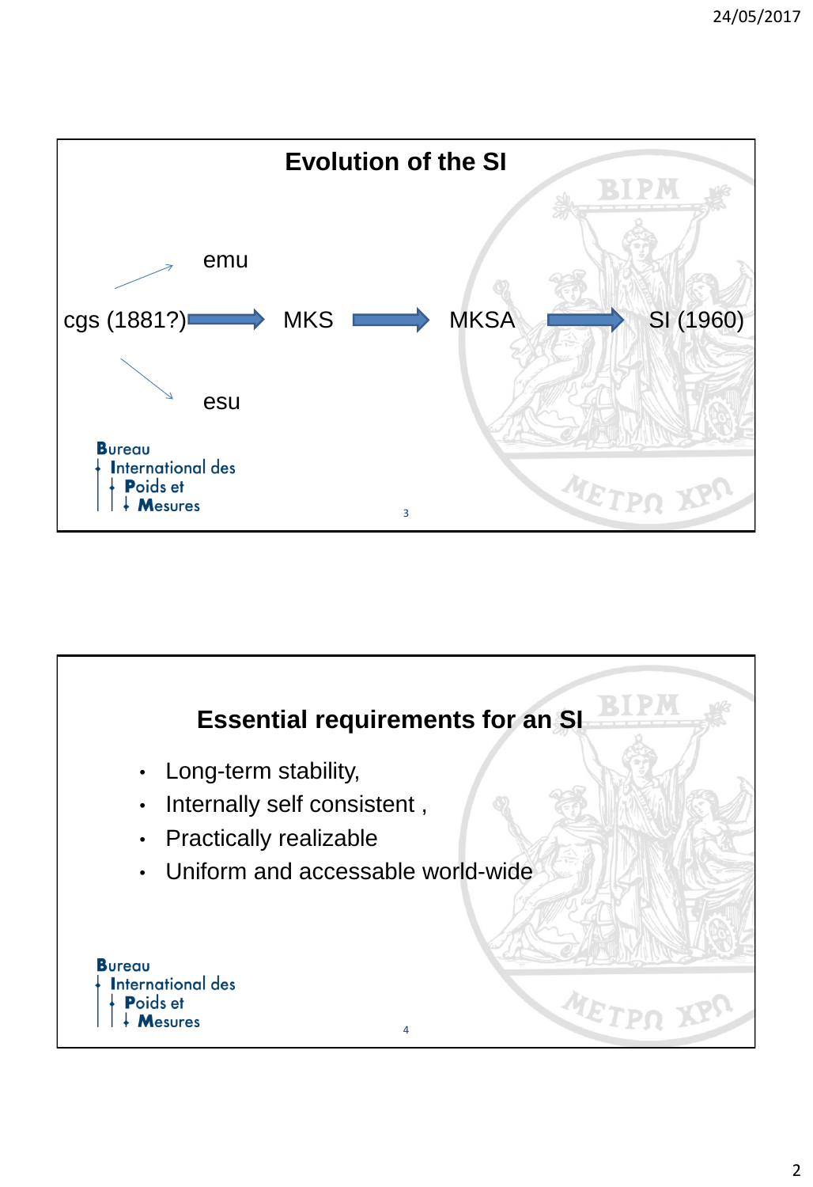## Evolution of the SI

emu

cgs (1881?) → MKS → MKSA → SI (1960)

esu

Bureau International des Poids et Mesures

## Essential requirements for an SI

- Long-term stability,
- Internally self consistent ,
- Practically realizable
- Uniform and accessable world-wide

Bureau International des Poids et Mesures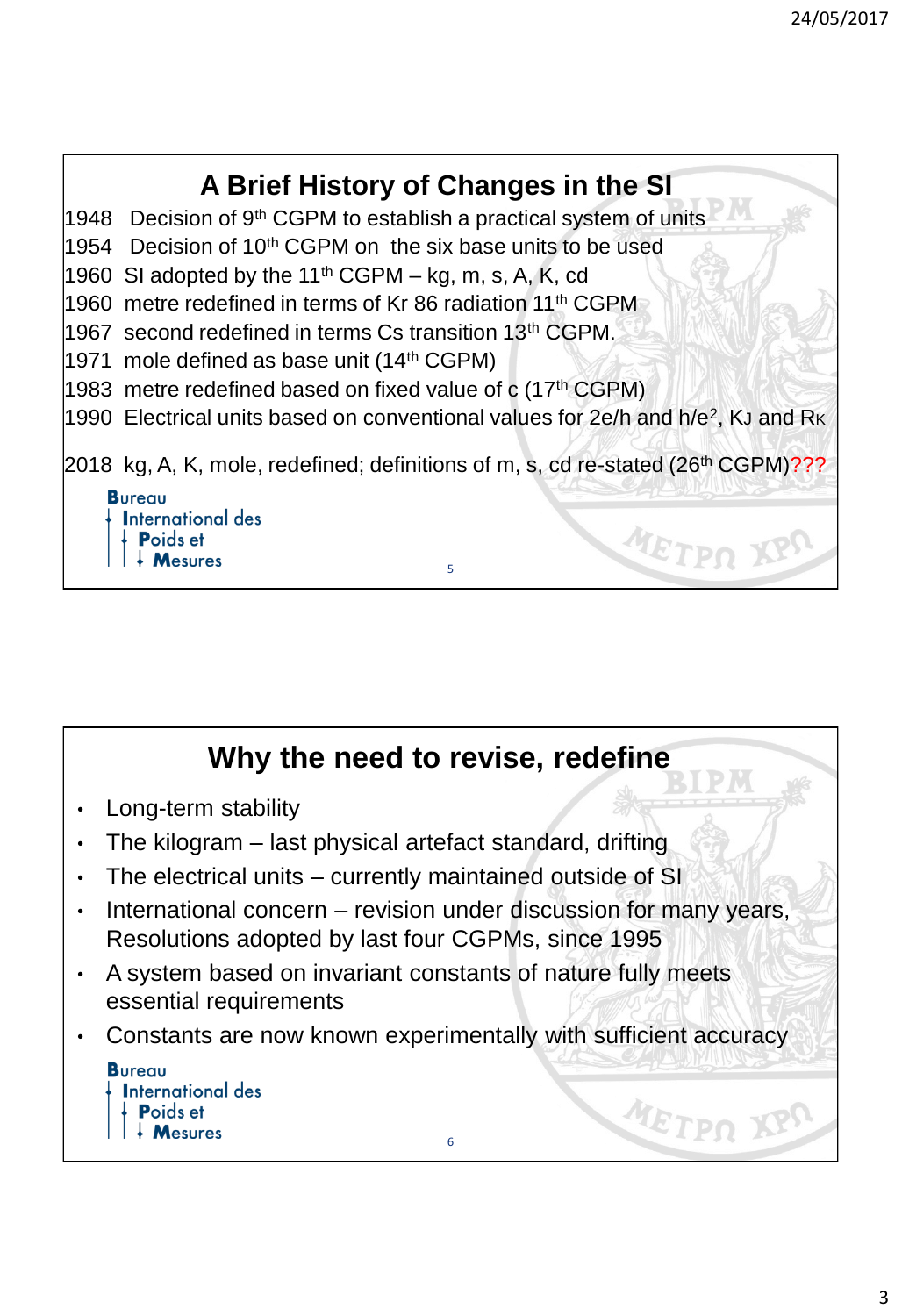## A Brief History of Changes in the SI

1948 Decision of 9th CGPM to establish a practical system of units

1954 Decision of 10th CGPM on the six base units to be used

1960 SI adopted by the 11th CGPM – kg, m, s, A, K, cd

1960 metre redefined in terms of Kr 86 radiation 11th CGPM

1967 second redefined in terms Cs transition 13th CGPM.

1971 mole defined as base unit (14th CGPM)

1983 metre redefined based on fixed value of c (17th CGPM)

1990 Electrical units based on conventional values for 2e/h and $h/e^2$, $K_J$ and $R_K$

2018 kg, A, K, mole, redefined; definitions of m, s, cd re-stated (26th CGPM)???

Bureau International des Poids et Mesures

## Why the need to revise, redefine

- Long-term stability
- The kilogram – last physical artefact standard, drifting
- The electrical units – currently maintained outside of SI
- International concern – revision under discussion for many years, Resolutions adopted by last four CGPMs, since 1995
- A system based on invariant constants of nature fully meets essential requirements
- Constants are now known experimentally with sufficient accuracy

Bureau International des Poids et Mesures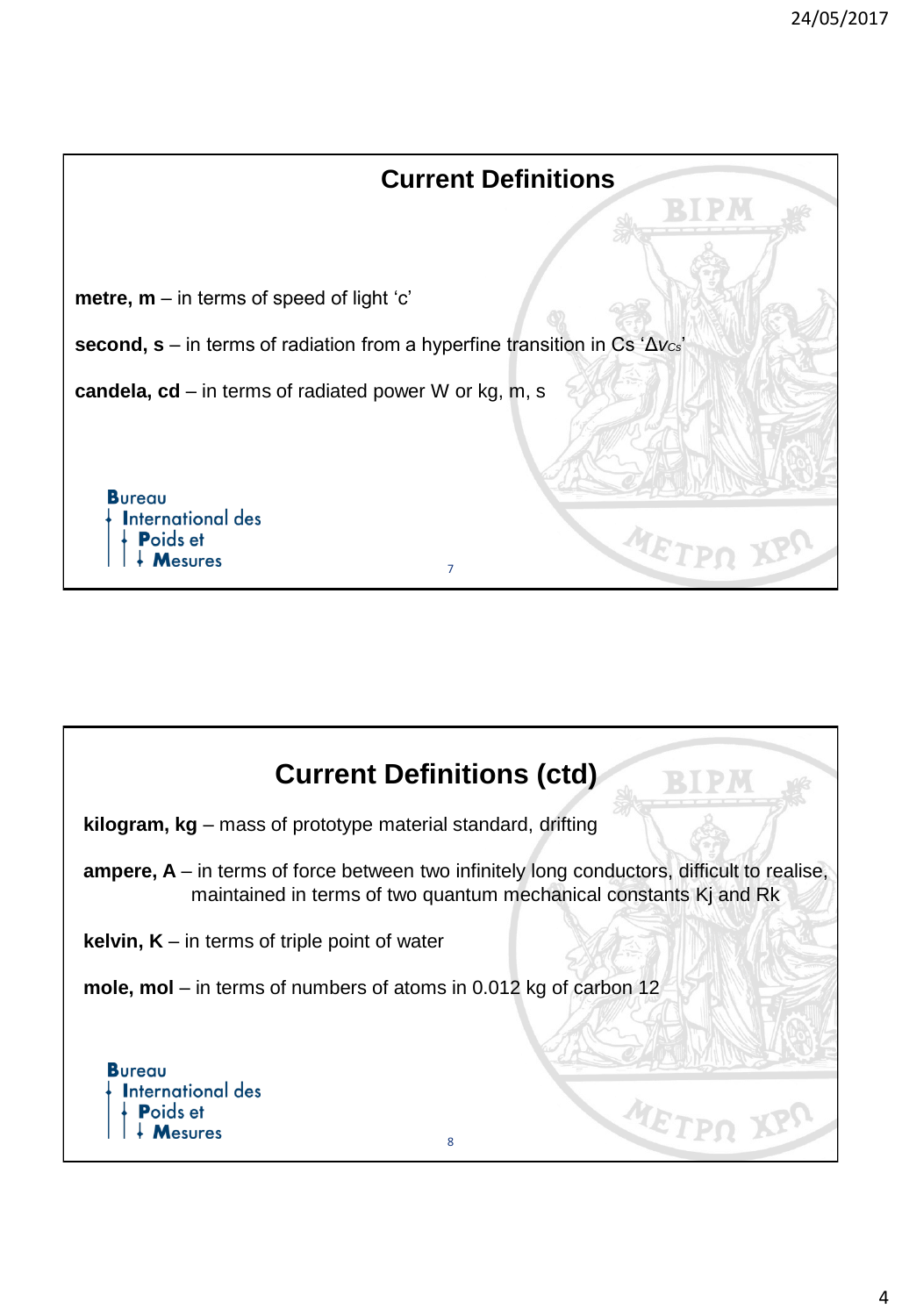## Current Definitions

**metre, m** – in terms of speed of light ‘c’

**second, s** – in terms of radiation from a hyperfine transition in Cs ‘$\Delta\nu_{Cs}$’

**candela, cd** – in terms of radiated power W or kg, m, s

## Current Definitions (ctd)

**kilogram, kg** – mass of prototype material standard, drifting

**ampere, A** – in terms of force between two infinitely long conductors, difficult to realise, maintained in terms of two quantum mechanical constants Kj and Rk

**kelvin, K** – in terms of triple point of water

**mole, mol** – in terms of numbers of atoms in 0.012 kg of carbon 12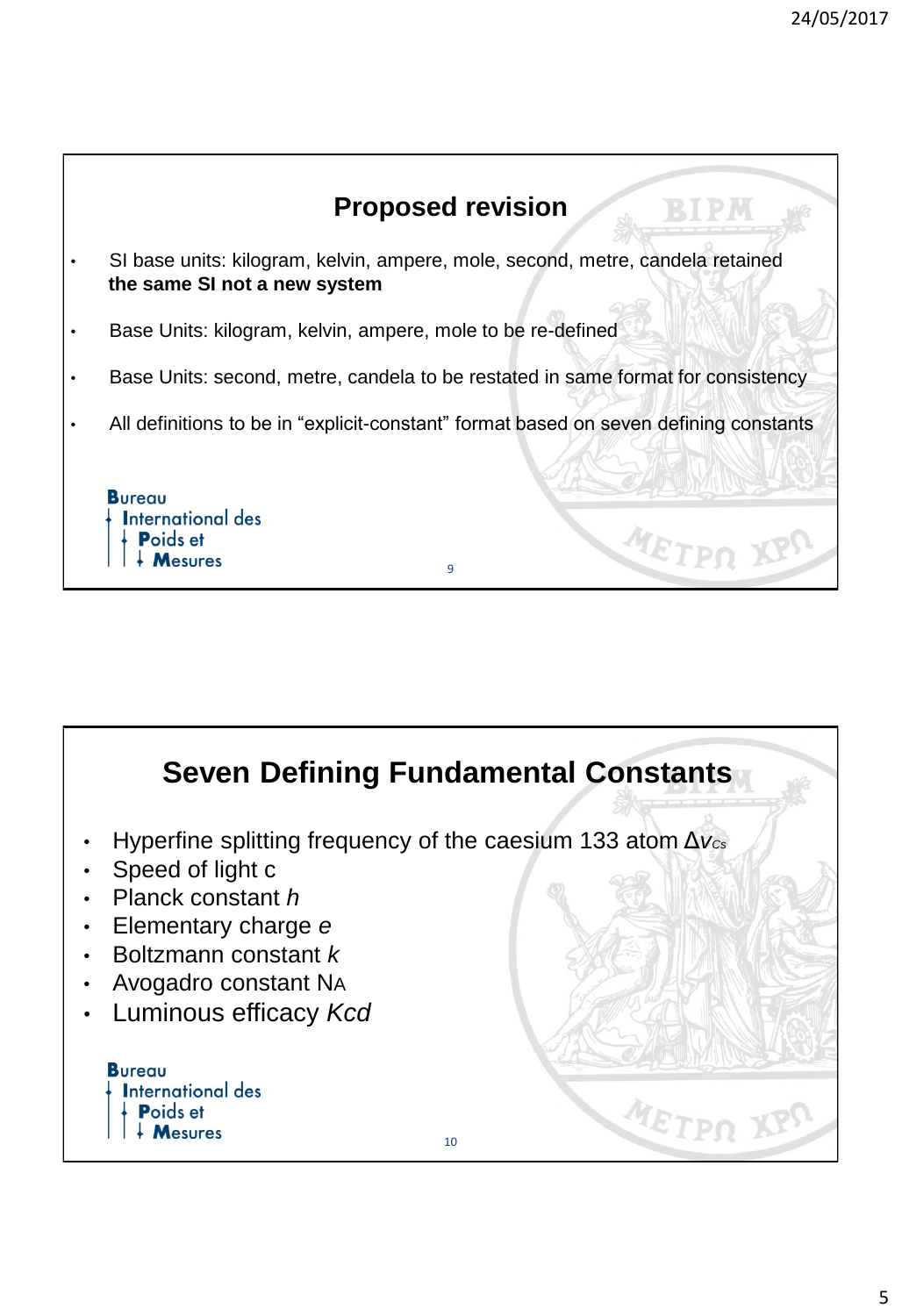## Proposed revision

- SI base units: kilogram, kelvin, ampere, mole, second, metre, candela retained **the same SI not a new system**
- Base Units: kilogram, kelvin, ampere, mole to be re-defined
- Base Units: second, metre, candela to be restated in same format for consistency
- All definitions to be in "explicit-constant" format based on seven defining constants

Bureau International des Poids et Mesures

## Seven Defining Fundamental Constants

- Hyperfine splitting frequency of the caesium 133 atom $\Delta\nu_{Cs}$
- Speed of light c
- Planck constant $h$
- Elementary charge $e$
- Boltzmann constant $k$
- Avogadro constant $N_A$
- Luminous efficacy $K_{cd}$

Bureau International des Poids et Mesures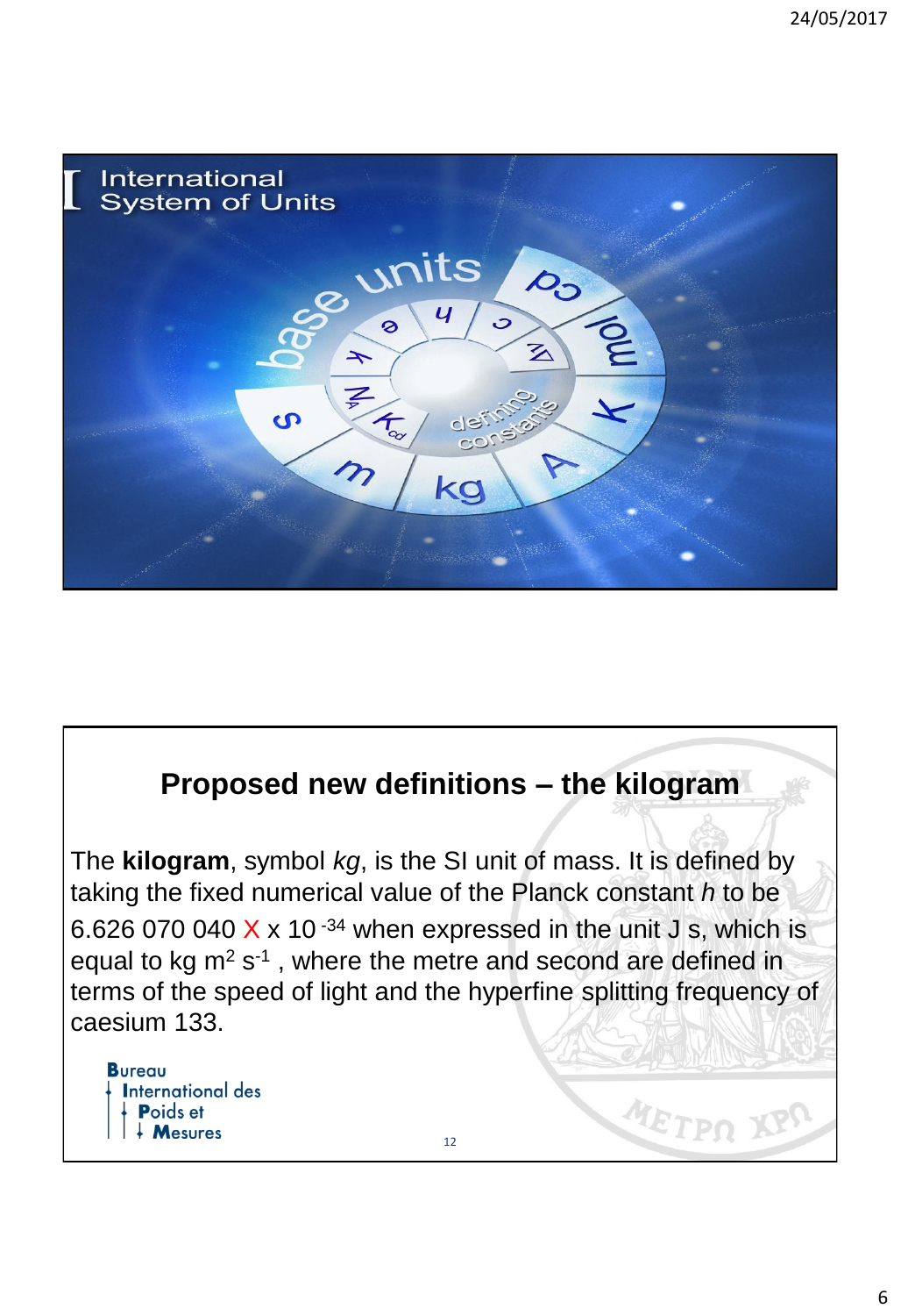International
System of Units

base units

cd mol K A kg m s

h c ΔV e k $N_A$ $K_{cd}$

defining constants

## Proposed new definitions – the kilogram

The **kilogram**, symbol *kg*, is the SI unit of mass. It is defined by taking the fixed numerical value of the Planck constant *h* to be 6.626 070 040 X x $10^{-34}$ when expressed in the unit J s, which is equal to kg $m^2$ $s^{-1}$ , where the metre and second are defined in terms of the speed of light and the hyperfine splitting frequency of caesium 133.

Bureau
International des
Poids et
Mesures

12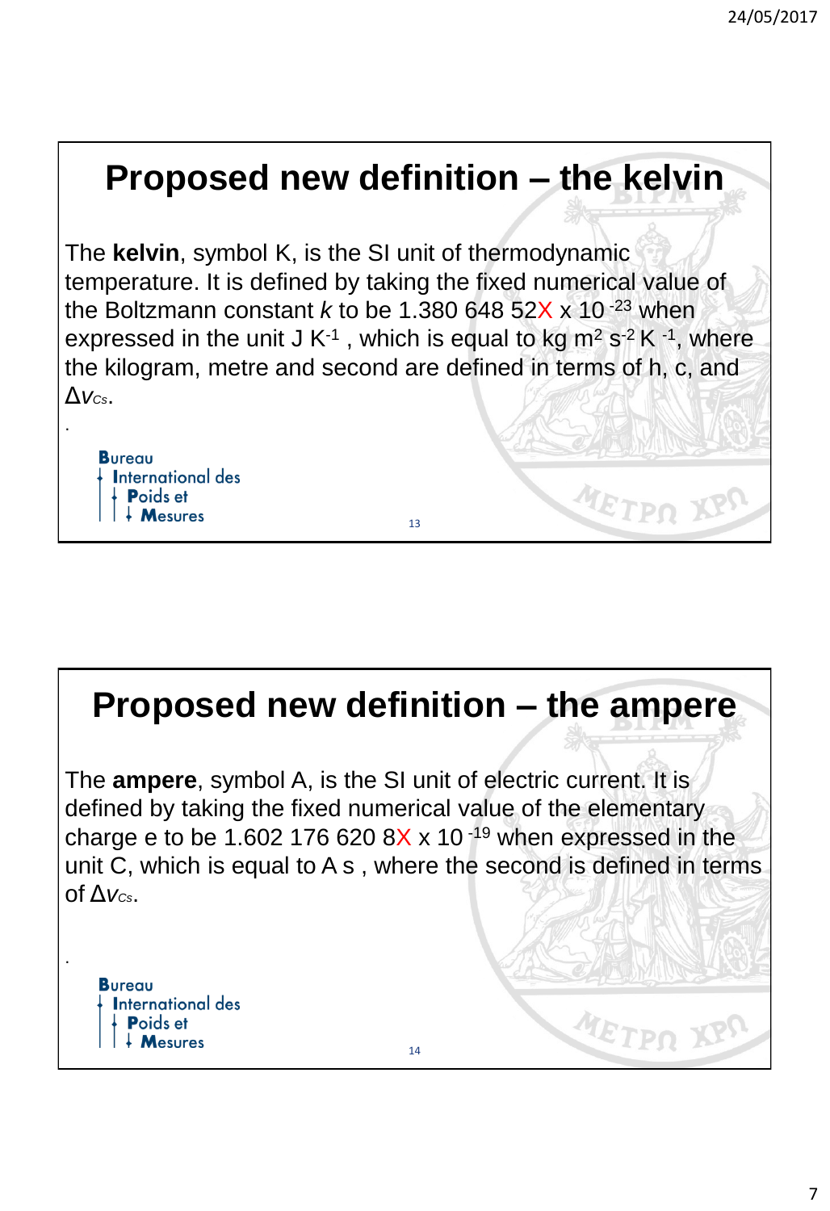# Proposed new definition – the kelvin

The **kelvin**, symbol K, is the SI unit of thermodynamic temperature. It is defined by taking the fixed numerical value of the Boltzmann constant $k$ to be 1.380 648 52X x $10^{-23}$ when expressed in the unit J $K^{-1}$ , which is equal to kg $m^2$ $s^{-2}$ $K^{-1}$, where the kilogram, metre and second are defined in terms of h, c, and $\Delta\nu_{Cs}$.

.

Bureau International des Poids et Mesures

# Proposed new definition – the ampere

The **ampere**, symbol A, is the SI unit of electric current. It is defined by taking the fixed numerical value of the elementary charge e to be 1.602 176 620 8X x $10^{-19}$ when expressed in the unit C, which is equal to A s , where the second is defined in terms of $\Delta\nu_{Cs}$.

.

Bureau International des Poids et Mesures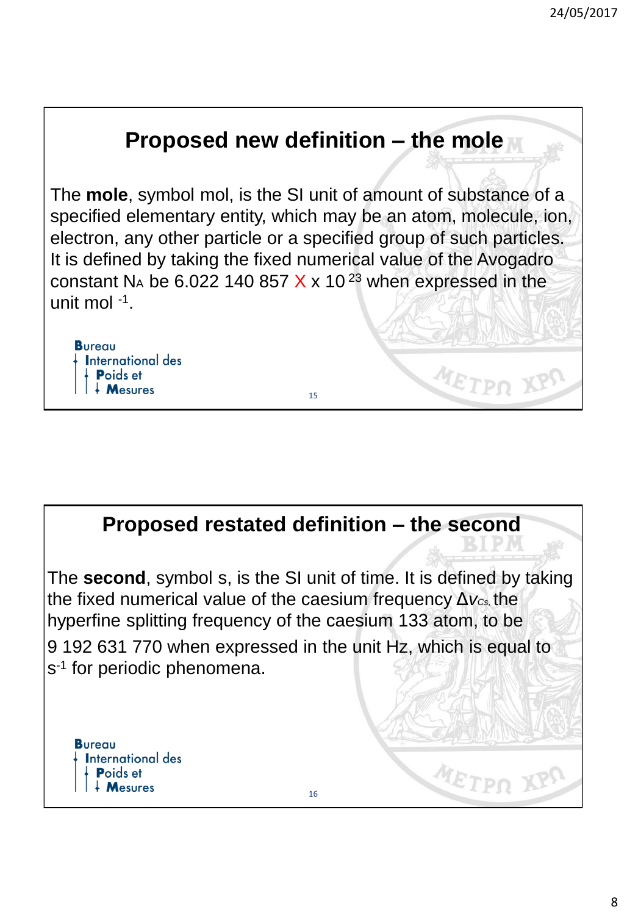## Proposed new definition – the mole

The **mole**, symbol mol, is the SI unit of amount of substance of a specified elementary entity, which may be an atom, molecule, ion, electron, any other particle or a specified group of such particles. It is defined by taking the fixed numerical value of the Avogadro constant $N_A$ be 6.022 140 857 X x $10^{23}$ when expressed in the unit $mol^{-1}$.

Bureau International des Poids et Mesures

## Proposed restated definition – the second

The **second**, symbol s, is the SI unit of time. It is defined by taking the fixed numerical value of the caesium frequency $\Delta\nu_{Cs}$, the hyperfine splitting frequency of the caesium 133 atom, to be 9 192 631 770 when expressed in the unit Hz, which is equal to $s^{-1}$ for periodic phenomena.

Bureau International des Poids et Mesures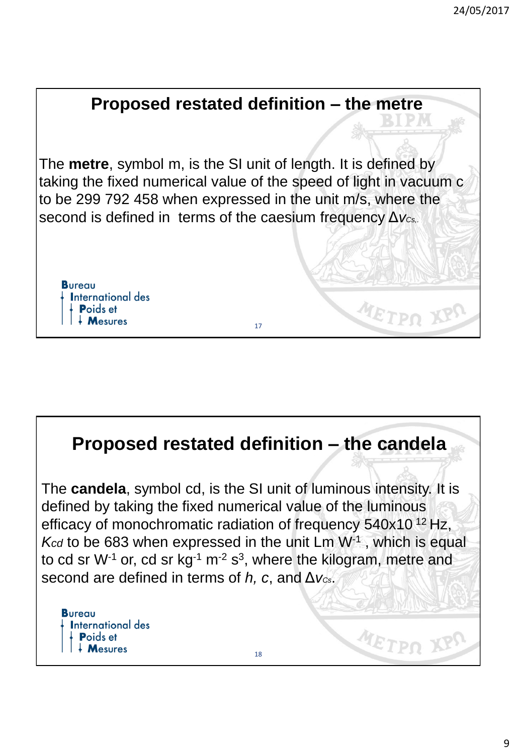## Proposed restated definition – the metre

The **metre**, symbol m, is the SI unit of length. It is defined by taking the fixed numerical value of the speed of light in vacuum c to be 299 792 458 when expressed in the unit m/s, where the second is defined in terms of the caesium frequency $\Delta\nu_{Cs}$.

## Proposed restated definition – the candela

The **candela**, symbol cd, is the SI unit of luminous intensity. It is defined by taking the fixed numerical value of the luminous efficacy of monochromatic radiation of frequency $540 \times 10^{12}$ Hz, $K_{cd}$ to be 683 when expressed in the unit Lm $W^{-1}$ , which is equal to cd sr $W^{-1}$ or, cd sr $kg^{-1}$ $m^{-2}$ $s^{3}$, where the kilogram, metre and second are defined in terms of *h, c*, and $\Delta\nu_{Cs}$.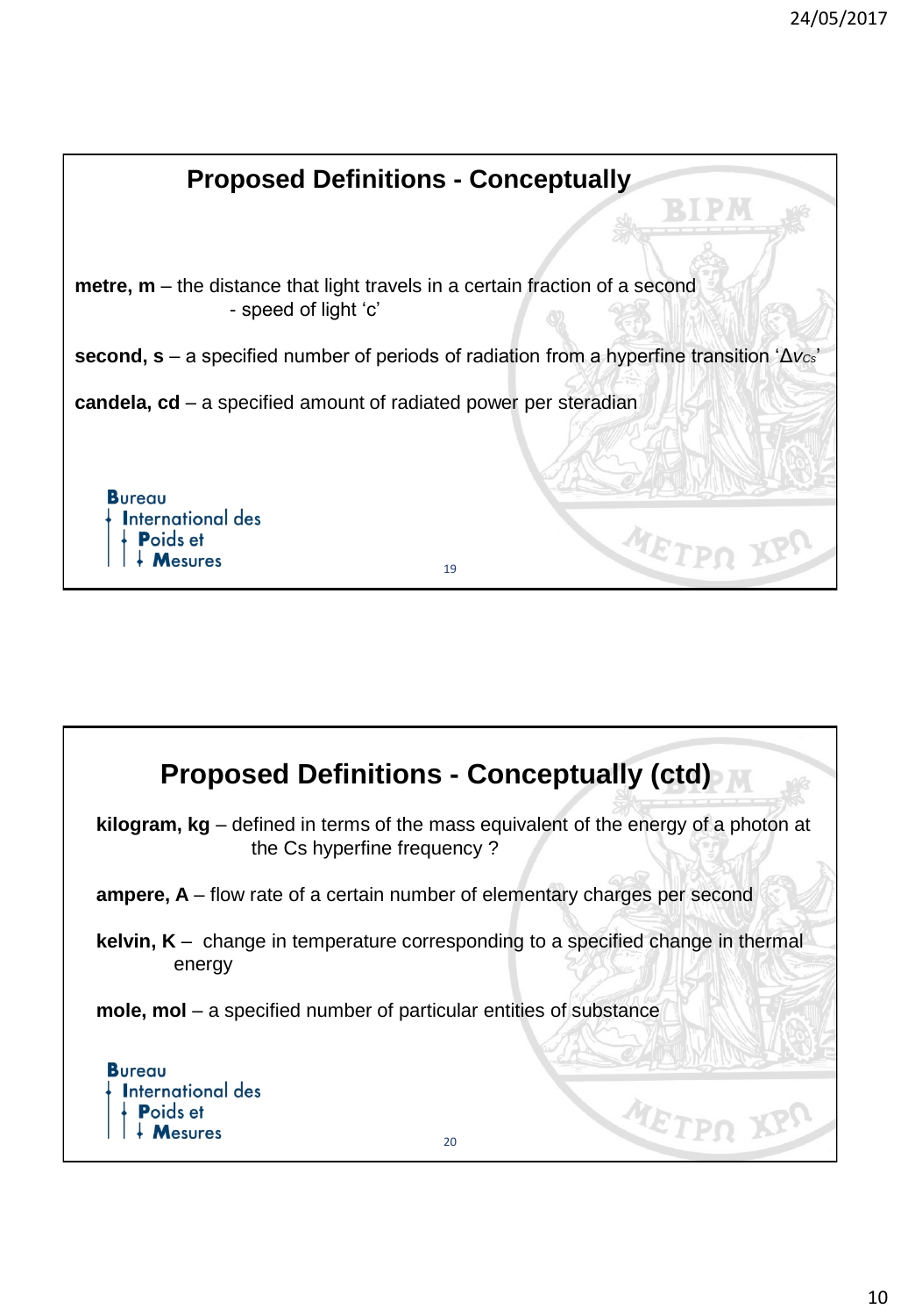## Proposed Definitions - Conceptually

**metre, m** – the distance that light travels in a certain fraction of a second
- speed of light ‘c’

**second, s** – a specified number of periods of radiation from a hyperfine transition ‘$\Delta\nu_{Cs}$’

**candela, cd** – a specified amount of radiated power per steradian

## Proposed Definitions - Conceptually (ctd)

**kilogram, kg** – defined in terms of the mass equivalent of the energy of a photon at the Cs hyperfine frequency ?

**ampere, A** – flow rate of a certain number of elementary charges per second

**kelvin, K** – change in temperature corresponding to a specified change in thermal energy

**mole, mol** – a specified number of particular entities of substance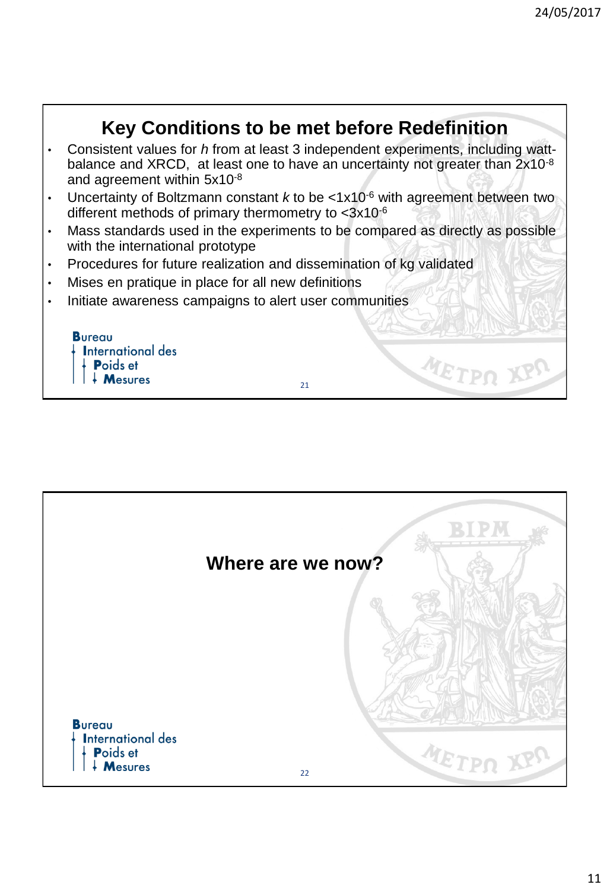## Key Conditions to be met before Redefinition

- Consistent values for *h* from at least 3 independent experiments, including watt-balance and XRCD, at least one to have an uncertainty not greater than $2 \times 10^{-8}$ and agreement within $5 \times 10^{-8}$
- Uncertainty of Boltzmann constant *k* to be $<1 \times 10^{-6}$ with agreement between two different methods of primary thermometry to $<3 \times 10^{-6}$
- Mass standards used in the experiments to be compared as directly as possible with the international prototype
- Procedures for future realization and dissemination of kg validated
- Mises en pratique in place for all new definitions
- Initiate awareness campaigns to alert user communities

Bureau International des Poids et Mesures

## Where are we now?

Bureau International des Poids et Mesures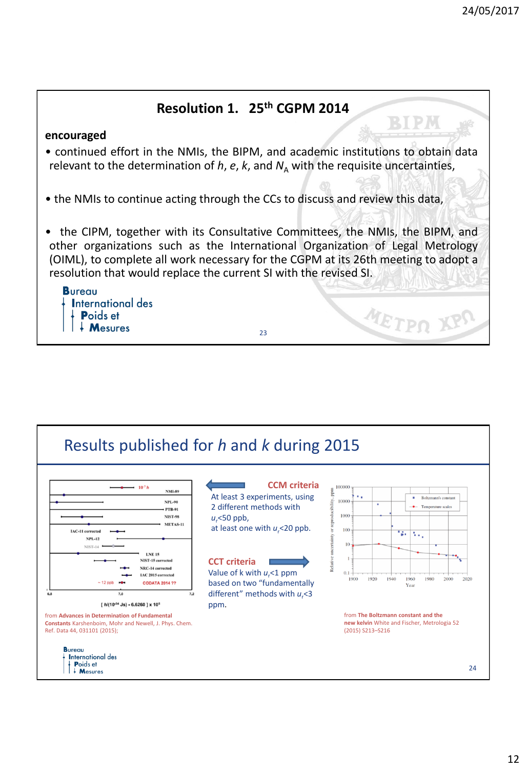## Resolution 1. 25th CGPM 2014

**encouraged**

- continued effort in the NMIs, the BIPM, and academic institutions to obtain data relevant to the determination of *h*, *e*, *k*, and $N_A$ with the requisite uncertainties,
- the NMIs to continue acting through the CCs to discuss and review this data,
- the CIPM, together with its Consultative Committees, the NMIs, the BIPM, and other organizations such as the International Organization of Legal Metrology (OIML), to complete all work necessary for the CGPM at its 26th meeting to adopt a resolution that would replace the current SI with the revised SI.

## Results published for *h* and *k* during 2015

**CCM criteria**

At least 3 experiments, using 2 different methods with $u_r$<50 ppb, at least one with $u_r$<20 ppb.

**CCT criteria**

Value of k with $u_r$<1 ppm based on two "fundamentally different" methods with $u_r$<3 ppm.

from **Advances in Determination of Fundamental Constants** Karshenboim, Mohr and Newell, J. Phys. Chem. Ref. Data 44, 031101 (2015);

from **The Boltzmann constant and the new kelvin** White and Fischer, Metrologia 52 (2015) S213–S216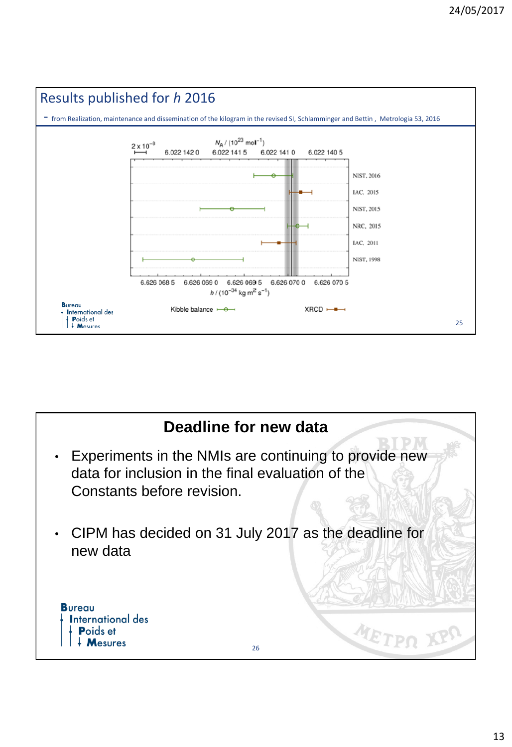## Results published for *h* 2016

- from Realization, maintenance and dissemination of the kilogram in the revised SI, Schlamminger and Bettin , Metrologia 53, 2016

$2 \times 10^{-8}$

$N_A / (10^{23}\ \mathrm{mol^{-1}})$

6.022 142 0 | 6.022 141 5 | 6.022 141 0 | 6.022 140 5

NIST, 2016
IAC, 2015
NIST, 2015
NRC, 2015
IAC, 2011
NIST, 1998

6.626 068 5 | 6.626 069 0 | 6.626 069 5 | 6.626 070 0 | 6.626 070 5

$h / (10^{-34}\ \mathrm{kg\ m^2\ s^{-1}})$

Kibble balance — XRCD

## Deadline for new data

- Experiments in the NMIs are continuing to provide new data for inclusion in the final evaluation of the Constants before revision.
- CIPM has decided on 31 July 2017 as the deadline for new data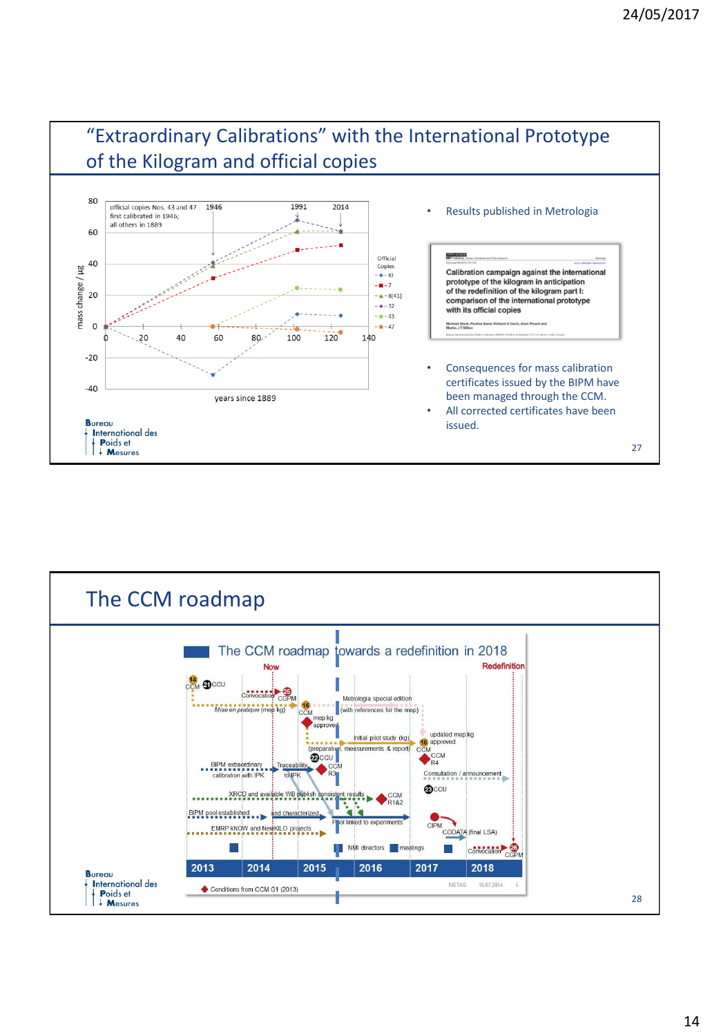## "Extraordinary Calibrations" with the International Prototype of the Kilogram and official copies

- Results published in Metrologia

Calibration campaign against the international prototype of the kilogram in anticipation of the redefinition of the kilogram part I: comparison of the international prototype with its official copies

Michael Stock, Pauline Barat, Richard S Davis, Alain Picard and Martin J T Milton

- Consequences for mass calibration certificates issued by the BIPM have been managed through the CCM.
- All corrected certificates have been issued.

## The CCM roadmap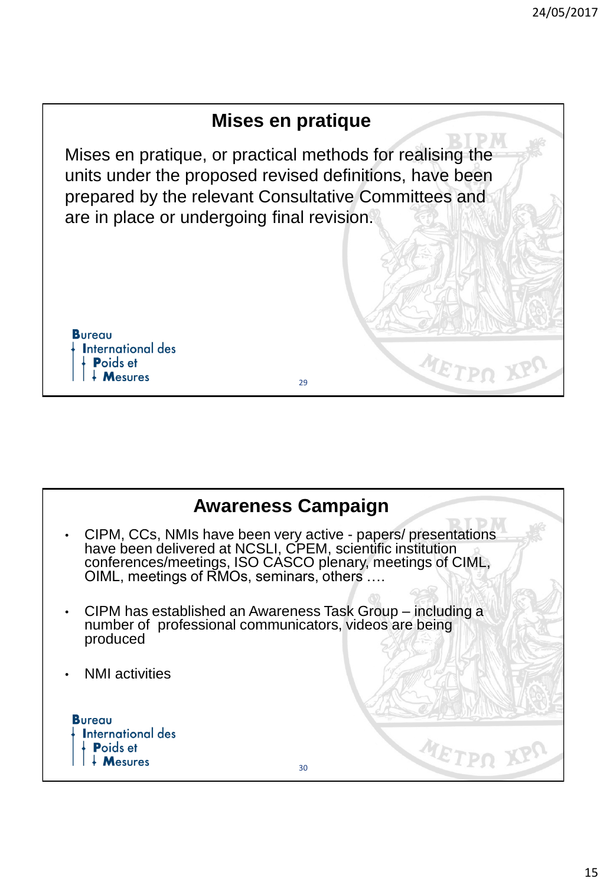## Mises en pratique

Mises en pratique, or practical methods for realising the units under the proposed revised definitions, have been prepared by the relevant Consultative Committees and are in place or undergoing final revision.

## Awareness Campaign

- CIPM, CCs, NMIs have been very active - papers/ presentations have been delivered at NCSLI, CPEM, scientific institution conferences/meetings, ISO CASCO plenary, meetings of CIML, OIML, meetings of RMOs, seminars, others ….
- CIPM has established an Awareness Task Group – including a number of professional communicators, videos are being produced
- NMI activities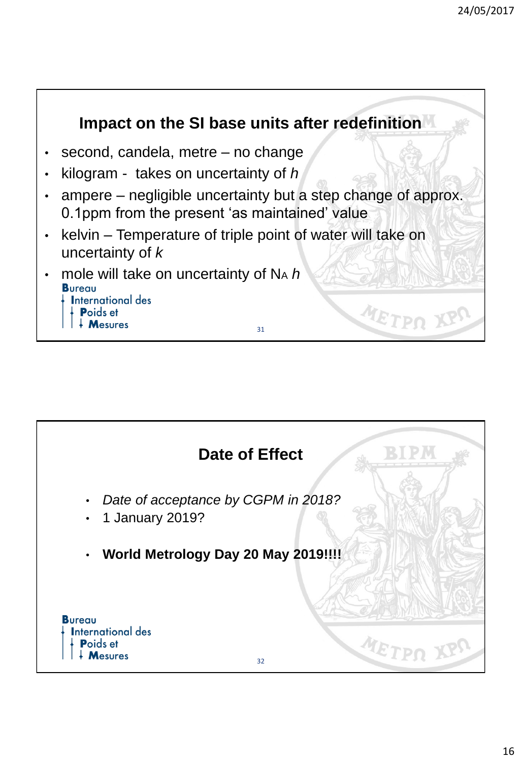## Impact on the SI base units after redefinition

- second, candela, metre – no change
- kilogram - takes on uncertainty of $h$
- ampere – negligible uncertainty but a step change of approx. 0.1ppm from the present 'as maintained' value
- kelvin – Temperature of triple point of water will take on uncertainty of $k$
- mole will take on uncertainty of $N_A h$

Bureau International des Poids et Mesures

## Date of Effect

- *Date of acceptance by CGPM in 2018?*
- 1 January 2019?
- **World Metrology Day 20 May 2019!!!!**

Bureau International des Poids et Mesures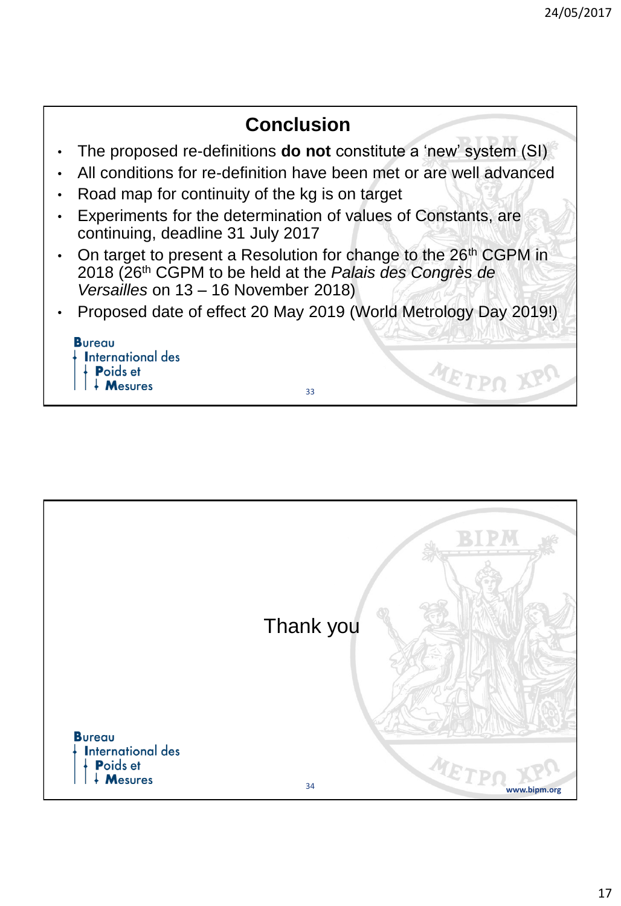## Conclusion

- The proposed re-definitions **do not** constitute a 'new' system (SI)
- All conditions for re-definition have been met or are well advanced
- Road map for continuity of the kg is on target
- Experiments for the determination of values of Constants, are continuing, deadline 31 July 2017
- On target to present a Resolution for change to the 26th CGPM in 2018 (26th CGPM to be held at the *Palais des Congrès de Versailles* on 13 – 16 November 2018)
- Proposed date of effect 20 May 2019 (World Metrology Day 2019!)

Bureau International des Poids et Mesures

---

Thank you

Bureau International des Poids et Mesures

www.bipm.org